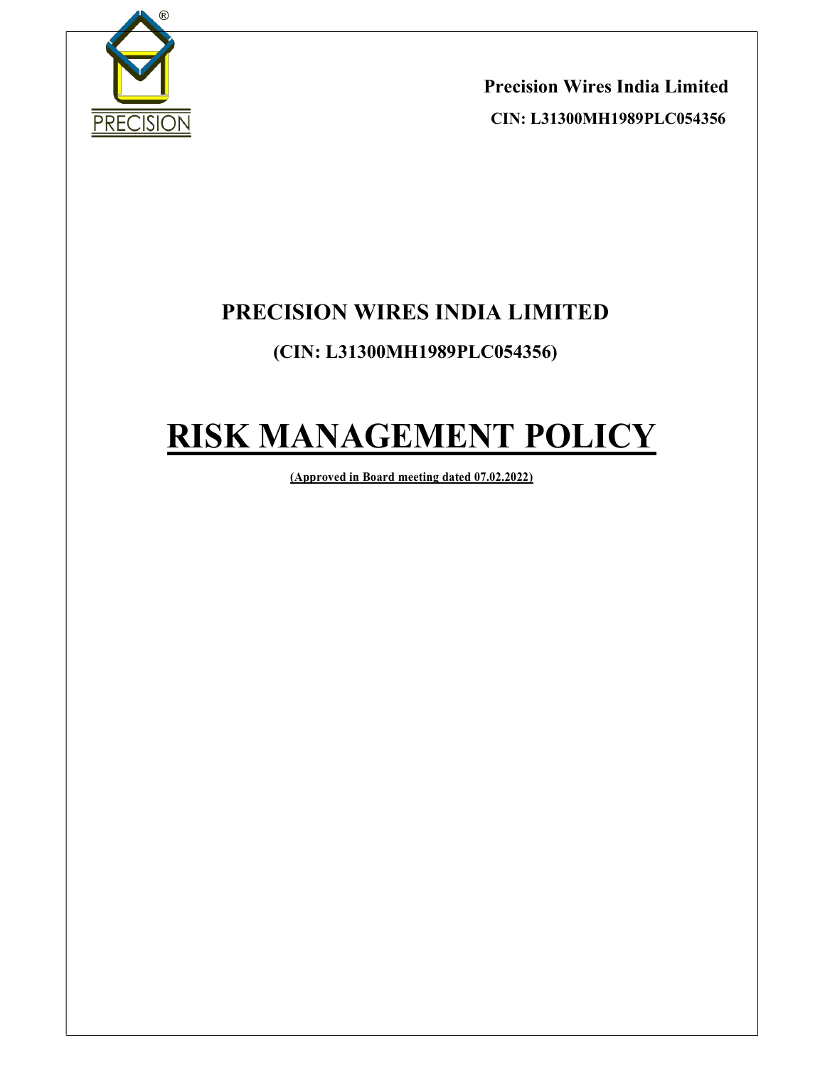**Precision Wires India Limited**

**CIN: L31300MH1989PLC054356**

## PRECISION WIRES INDIA LIMITED

### (CIN: L31300MH1989PLC054356)

# RISK MANAGEMENT POLICY

**(Approved in Board meeting dated 07.02.2022)**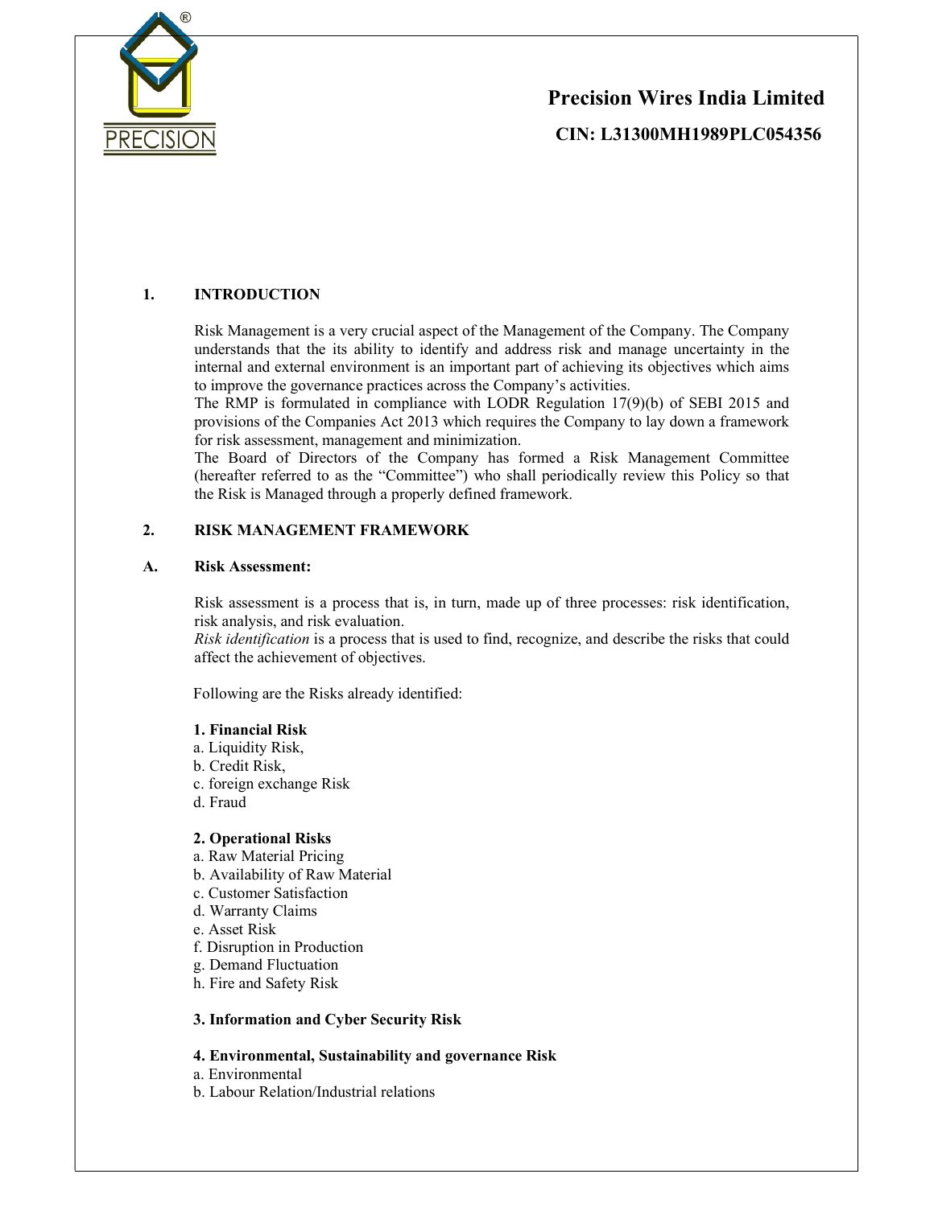**Precision Wires India Limited**

**CIN: L31300MH1989PLC054356**

## 1. INTRODUCTION

Risk Management is a very crucial aspect of the Management of the Company. The Company understands that the its ability to identify and address risk and manage uncertainty in the internal and external environment is an important part of achieving its objectives which aims to improve the governance practices across the Company's activities.

The RMP is formulated in compliance with LODR Regulation 17(9)(b) of SEBI 2015 and provisions of the Companies Act 2013 which requires the Company to lay down a framework for risk assessment, management and minimization.

The Board of Directors of the Company has formed a Risk Management Committee (hereafter referred to as the "Committee") who shall periodically review this Policy so that the Risk is Managed through a properly defined framework.

## 2. RISK MANAGEMENT FRAMEWORK

### A. Risk Assessment:

Risk assessment is a process that is, in turn, made up of three processes: risk identification, risk analysis, and risk evaluation.

*Risk identification* is a process that is used to find, recognize, and describe the risks that could affect the achievement of objectives.

Following are the Risks already identified:

**1. Financial Risk**

a. Liquidity Risk,
b. Credit Risk,
c. foreign exchange Risk
d. Fraud

**2. Operational Risks**

a. Raw Material Pricing
b. Availability of Raw Material
c. Customer Satisfaction
d. Warranty Claims
e. Asset Risk
f. Disruption in Production
g. Demand Fluctuation
h. Fire and Safety Risk

**3. Information and Cyber Security Risk**

**4. Environmental, Sustainability and governance Risk**

a. Environmental
b. Labour Relation/Industrial relations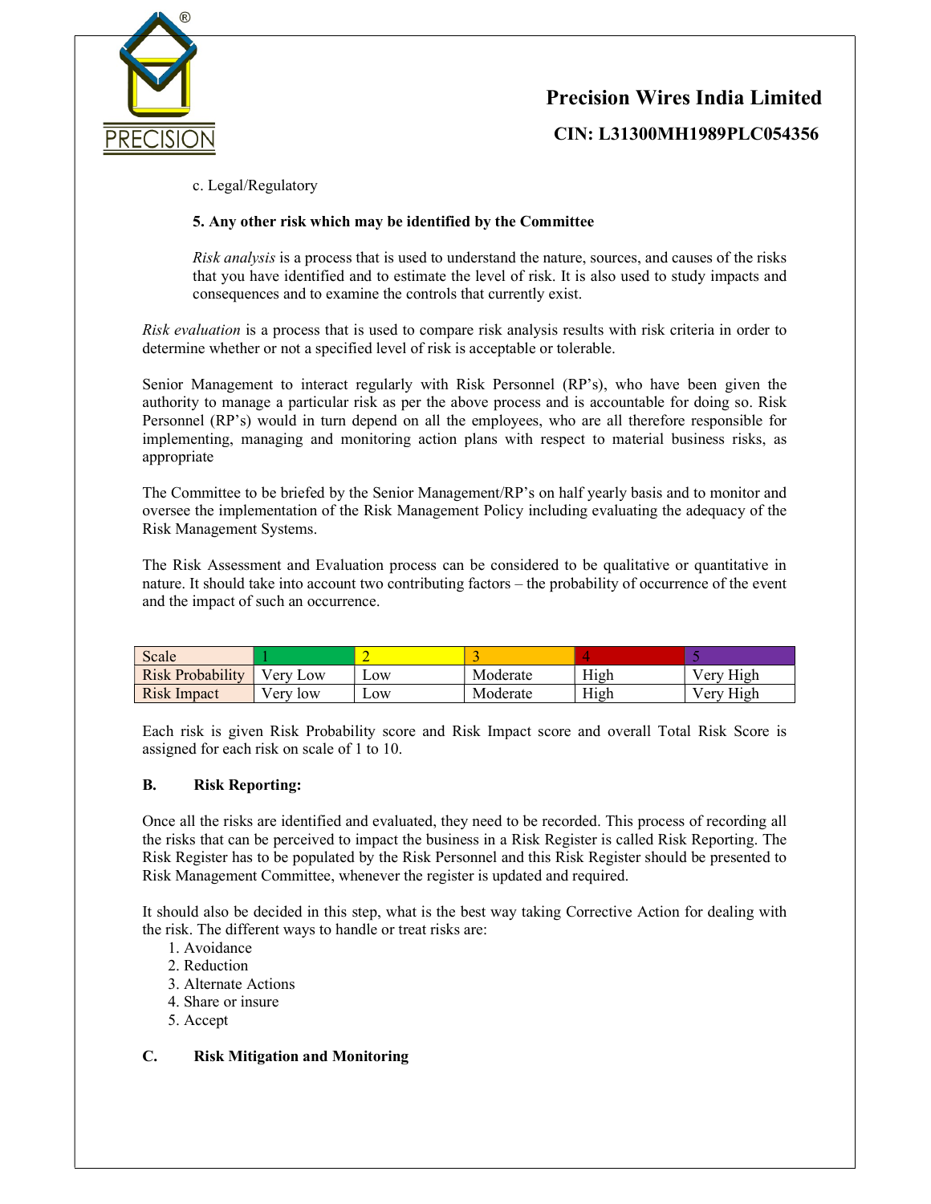c. Legal/Regulatory

**5. Any other risk which may be identified by the Committee**

*Risk analysis* is a process that is used to understand the nature, sources, and causes of the risks that you have identified and to estimate the level of risk. It is also used to study impacts and consequences and to examine the controls that currently exist.

*Risk evaluation* is a process that is used to compare risk analysis results with risk criteria in order to determine whether or not a specified level of risk is acceptable or tolerable.

Senior Management to interact regularly with Risk Personnel (RP's), who have been given the authority to manage a particular risk as per the above process and is accountable for doing so. Risk Personnel (RP's) would in turn depend on all the employees, who are all therefore responsible for implementing, managing and monitoring action plans with respect to material business risks, as appropriate

The Committee to be briefed by the Senior Management/RP's on half yearly basis and to monitor and oversee the implementation of the Risk Management Policy including evaluating the adequacy of the Risk Management Systems.

The Risk Assessment and Evaluation process can be considered to be qualitative or quantitative in nature. It should take into account two contributing factors – the probability of occurrence of the event and the impact of such an occurrence.

| Scale | 1 | 2 | 3 | 4 | 5 |
|---|---|---|---|---|---|
| Risk Probability | Very Low | Low | Moderate | High | Very High |
| Risk Impact | Very low | Low | Moderate | High | Very High |

Each risk is given Risk Probability score and Risk Impact score and overall Total Risk Score is assigned for each risk on scale of 1 to 10.

**B. Risk Reporting:**

Once all the risks are identified and evaluated, they need to be recorded. This process of recording all the risks that can be perceived to impact the business in a Risk Register is called Risk Reporting. The Risk Register has to be populated by the Risk Personnel and this Risk Register should be presented to Risk Management Committee, whenever the register is updated and required.

It should also be decided in this step, what is the best way taking Corrective Action for dealing with the risk. The different ways to handle or treat risks are:

1. Avoidance
2. Reduction
3. Alternate Actions
4. Share or insure
5. Accept

**C. Risk Mitigation and Monitoring**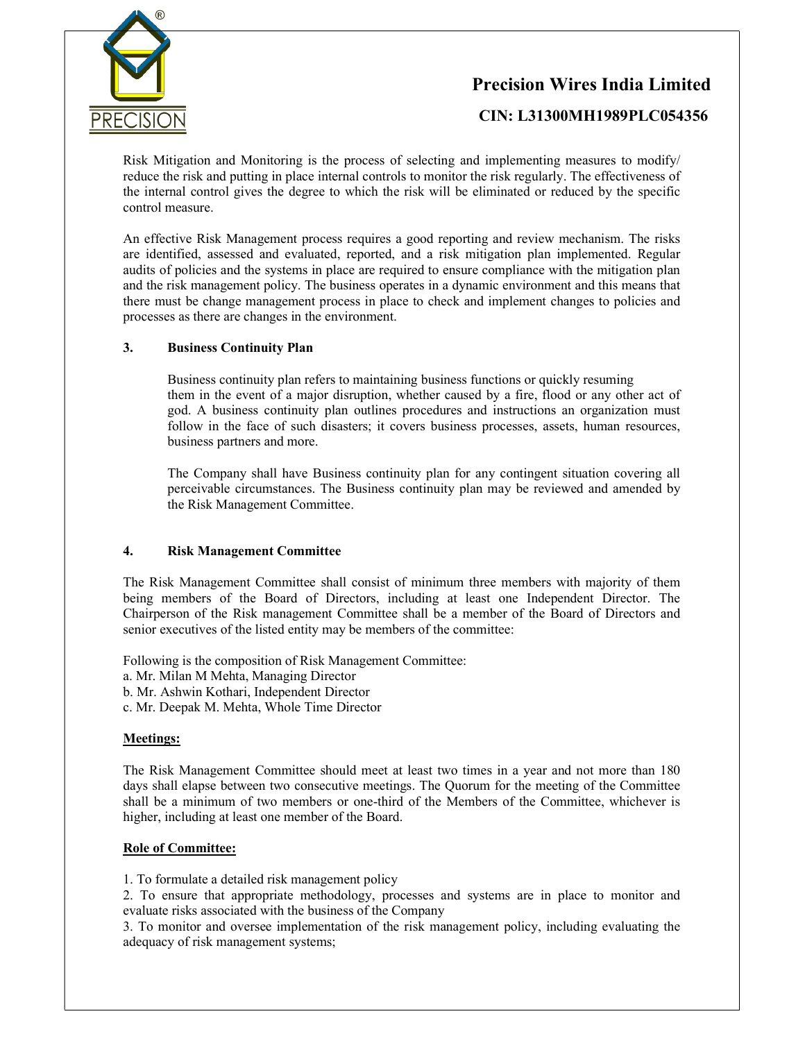Risk Mitigation and Monitoring is the process of selecting and implementing measures to modify/ reduce the risk and putting in place internal controls to monitor the risk regularly. The effectiveness of the internal control gives the degree to which the risk will be eliminated or reduced by the specific control measure.

An effective Risk Management process requires a good reporting and review mechanism. The risks are identified, assessed and evaluated, reported, and a risk mitigation plan implemented. Regular audits of policies and the systems in place are required to ensure compliance with the mitigation plan and the risk management policy. The business operates in a dynamic environment and this means that there must be change management process in place to check and implement changes to policies and processes as there are changes in the environment.

## 3. Business Continuity Plan

Business continuity plan refers to maintaining business functions or quickly resuming them in the event of a major disruption, whether caused by a fire, flood or any other act of god. A business continuity plan outlines procedures and instructions an organization must follow in the face of such disasters; it covers business processes, assets, human resources, business partners and more.

The Company shall have Business continuity plan for any contingent situation covering all perceivable circumstances. The Business continuity plan may be reviewed and amended by the Risk Management Committee.

## 4. Risk Management Committee

The Risk Management Committee shall consist of minimum three members with majority of them being members of the Board of Directors, including at least one Independent Director. The Chairperson of the Risk management Committee shall be a member of the Board of Directors and senior executives of the listed entity may be members of the committee:

Following is the composition of Risk Management Committee:
a. Mr. Milan M Mehta, Managing Director
b. Mr. Ashwin Kothari, Independent Director
c. Mr. Deepak M. Mehta, Whole Time Director

**Meetings:**

The Risk Management Committee should meet at least two times in a year and not more than 180 days shall elapse between two consecutive meetings. The Quorum for the meeting of the Committee shall be a minimum of two members or one-third of the Members of the Committee, whichever is higher, including at least one member of the Board.

**Role of Committee:**

1. To formulate a detailed risk management policy
2. To ensure that appropriate methodology, processes and systems are in place to monitor and evaluate risks associated with the business of the Company
3. To monitor and oversee implementation of the risk management policy, including evaluating the adequacy of risk management systems;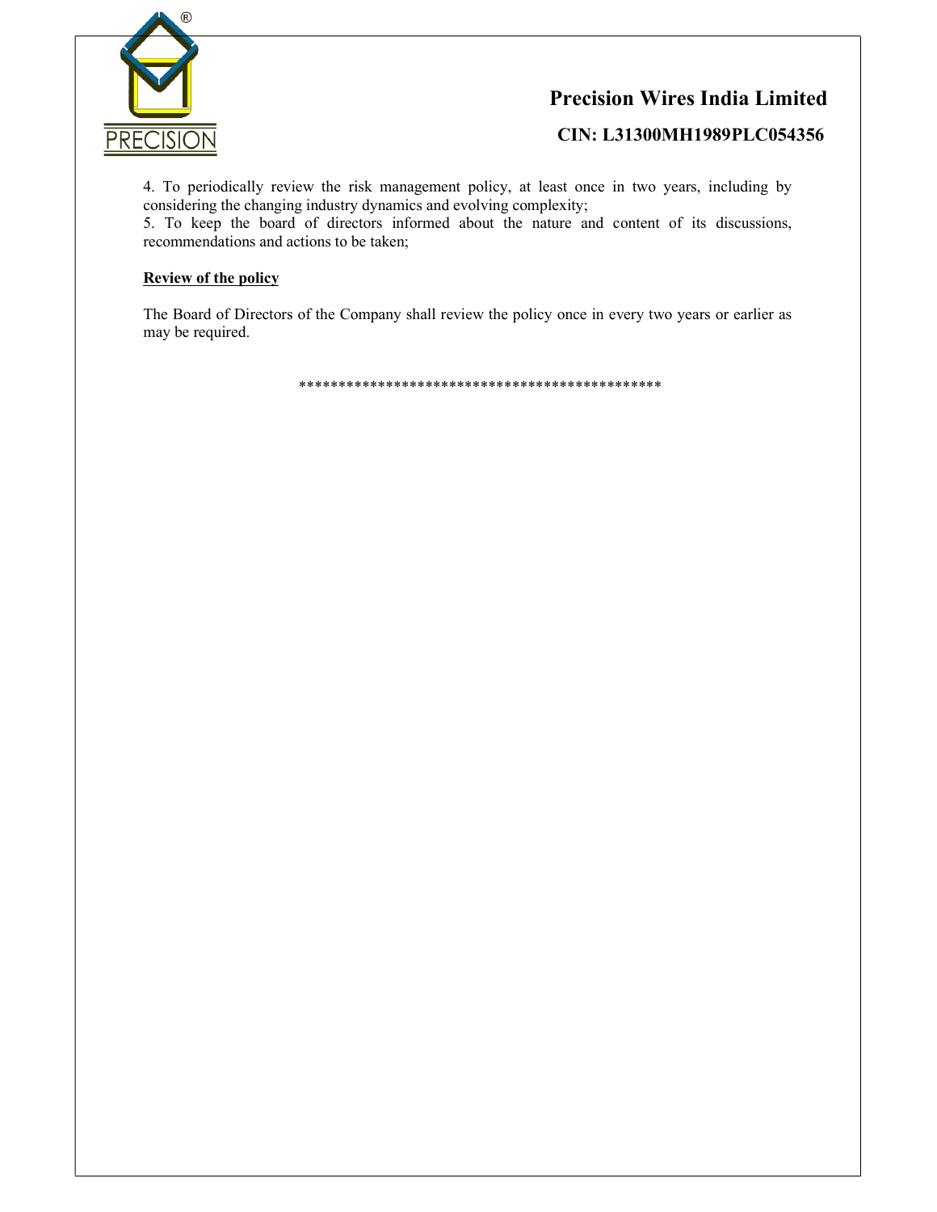4. To periodically review the risk management policy, at least once in two years, including by considering the changing industry dynamics and evolving complexity;
5. To keep the board of directors informed about the nature and content of its discussions, recommendations and actions to be taken;

**Review of the policy**

The Board of Directors of the Company shall review the policy once in every two years or earlier as may be required.

**********************************************